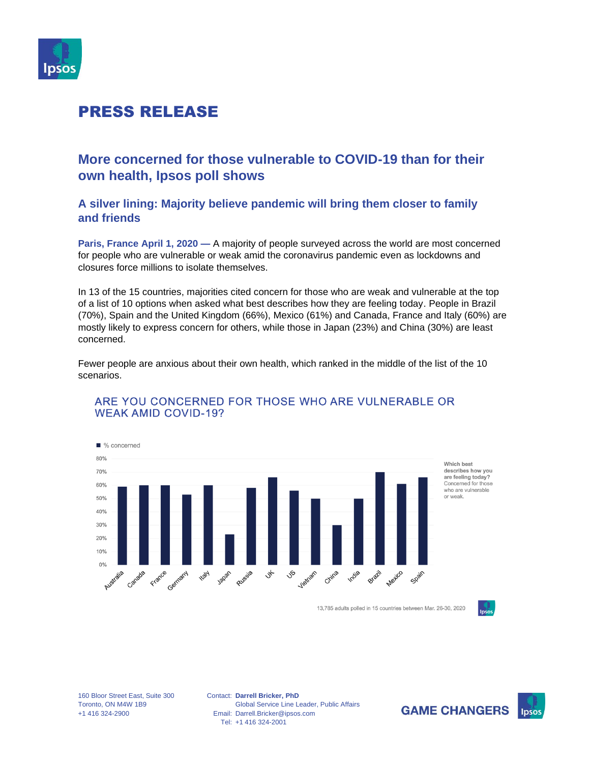# PRESS RELEASE

## More concerned for those vulnerable to COVID-19 than for their own health, Ipsos poll shows

### A silver lining: Majority believe pandemic will bring them closer to family and friends

**Paris, France April 1, 2020 —** A majority of people surveyed across the world are most concerned for people who are vulnerable or weak amid the coronavirus pandemic even as lockdowns and closures force millions to isolate themselves.

In 13 of the 15 countries, majorities cited concern for those who are weak and vulnerable at the top of a list of 10 options when asked what best describes how they are feeling today. People in Brazil (70%), Spain and the United Kingdom (66%), Mexico (61%) and Canada, France and Italy (60%) are mostly likely to express concern for others, while those in Japan (23%) and China (30%) are least concerned.

Fewer people are anxious about their own health, which ranked in the middle of the list of the 10 scenarios.

ARE YOU CONCERNED FOR THOSE WHO ARE VULNERABLE OR WEAK AMID COVID-19?

Which best describes how you are feeling today? Concerned for those who are vulnerable or weak.

| Country | % concerned |
|---|---|
| Australia | 59% |
| Canada | 60% |
| France | 60% |
| Germany | 53% |
| Italy | 60% |
| Japan | 23% |
| Russia | 58% |
| UK | 66% |
| US | 56% |
| Vietnam | 50% |
| China | 30% |
| India | 50% |
| Brazil | 70% |
| Mexico | 61% |
| Spain | 66% |

13,785 adults polled in 15 countries between Mar. 26-30, 2020

160 Bloor Street East, Suite 300
Toronto, ON M4W 1B9
+1 416 324-2900

Contact: **Darrell Bricker, PhD**
Global Service Line Leader, Public Affairs
Email: Darrell.Bricker@ipsos.com
Tel: +1 416 324-2001

GAME CHANGERS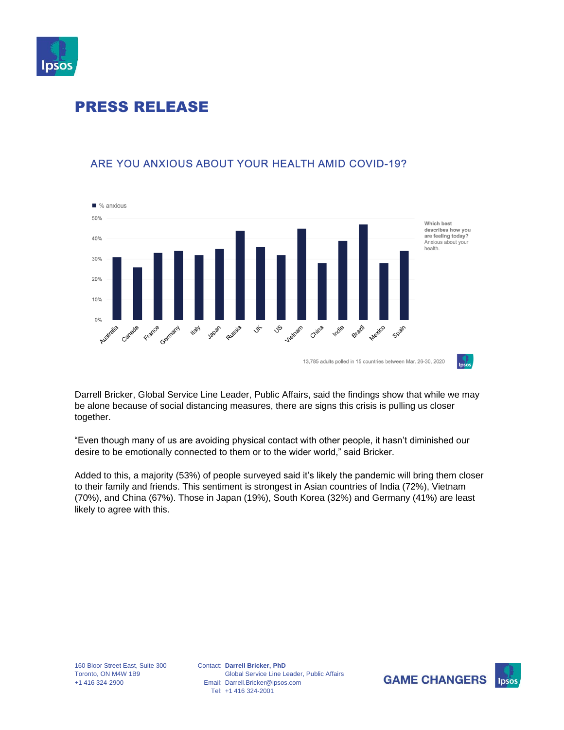# PRESS RELEASE

## ARE YOU ANXIOUS ABOUT YOUR HEALTH AMID COVID-19?

■ % anxious

Which best describes how you are feeling today? Anxious about your health.

13,785 adults polled in 15 countries between Mar. 26-30, 2020

Darrell Bricker, Global Service Line Leader, Public Affairs, said the findings show that while we may be alone because of social distancing measures, there are signs this crisis is pulling us closer together.

"Even though many of us are avoiding physical contact with other people, it hasn't diminished our desire to be emotionally connected to them or to the wider world," said Bricker.

Added to this, a majority (53%) of people surveyed said it's likely the pandemic will bring them closer to their family and friends. This sentiment is strongest in Asian countries of India (72%), Vietnam (70%), and China (67%). Those in Japan (19%), South Korea (32%) and Germany (41%) are least likely to agree with this.

160 Bloor Street East, Suite 300
Toronto, ON M4W 1B9
+1 416 324-2900

Contact: **Darrell Bricker, PhD**
Global Service Line Leader, Public Affairs
Email: Darrell.Bricker@ipsos.com
Tel: +1 416 324-2001

**GAME CHANGERS**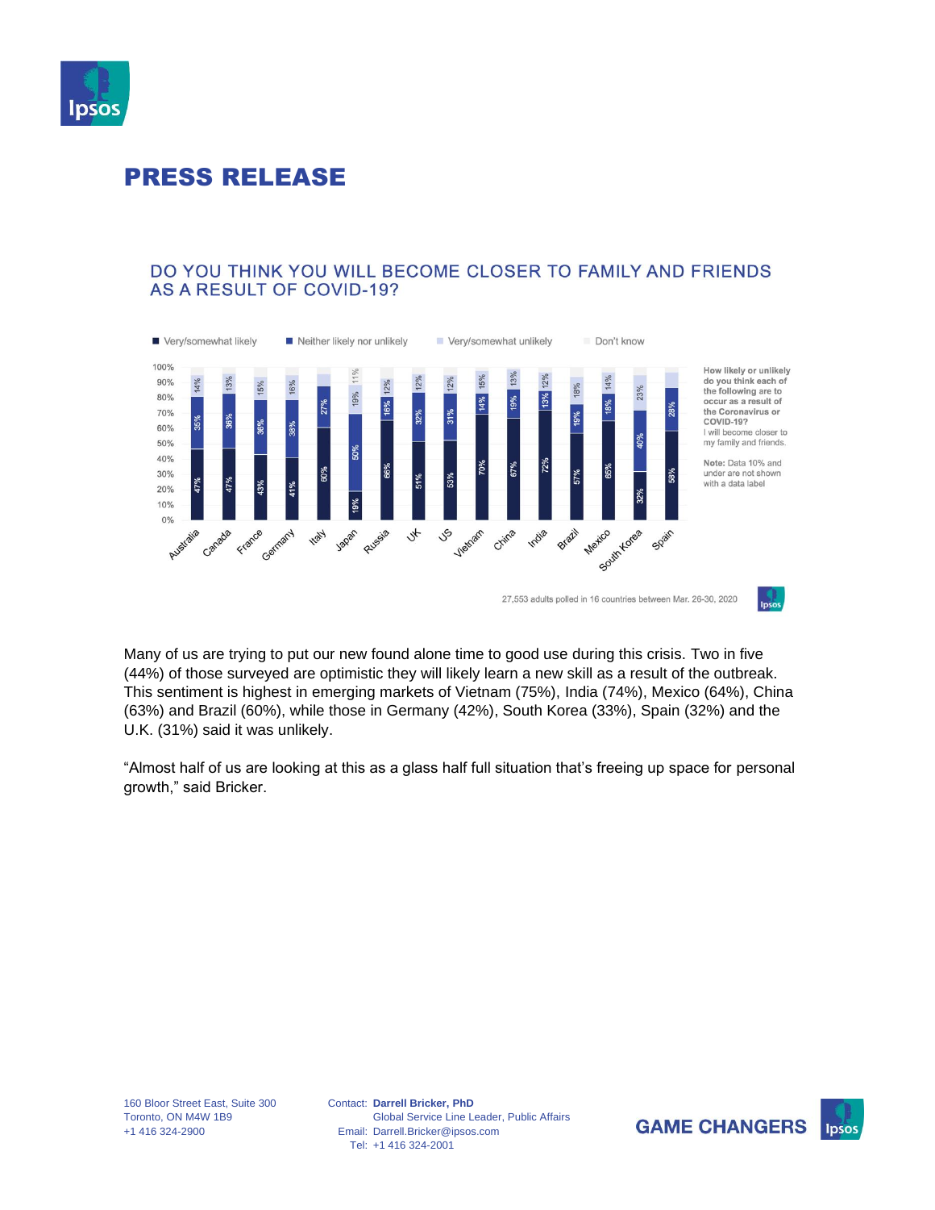# PRESS RELEASE

## DO YOU THINK YOU WILL BECOME CLOSER TO FAMILY AND FRIENDS AS A RESULT OF COVID-19?

| Country | Very/somewhat likely | Neither likely nor unlikely | Very/somewhat unlikely |
|---|---|---|---|
| Australia | 47% | 35% | 14% |
| Canada | 47% | 36% | 13% |
| France | 43% | 36% | 15% |
| Germany | 41% | 38% | 16% |
| Italy | 60% | 27% | |
| Japan | 19% | 50% | 19% |
| Russia | 66% | 16% | 12% |
| UK | 51% | 32% | 12% |
| US | 53% | 31% | 12% |
| Vietnam | 70% | 14% | 15% |
| China | 67% | 19% | 13% |
| India | 72% | 13% | 12% |
| Brazil | 57% | 19% | 18% |
| Mexico | 65% | 18% | 14% |
| South Korea | 32% | 40% | 23% |
| Spain | 58% | 28% | |

How likely or unlikely do you think each of the following are to occur as a result of the Coronavirus or COVID-19? I will become closer to my family and friends.

Note: Data 10% and under are not shown with a data label

27,553 adults polled in 16 countries between Mar. 26-30, 2020

Many of us are trying to put our new found alone time to good use during this crisis. Two in five (44%) of those surveyed are optimistic they will likely learn a new skill as a result of the outbreak. This sentiment is highest in emerging markets of Vietnam (75%), India (74%), Mexico (64%), China (63%) and Brazil (60%), while those in Germany (42%), South Korea (33%), Spain (32%) and the U.K. (31%) said it was unlikely.

"Almost half of us are looking at this as a glass half full situation that's freeing up space for personal growth," said Bricker.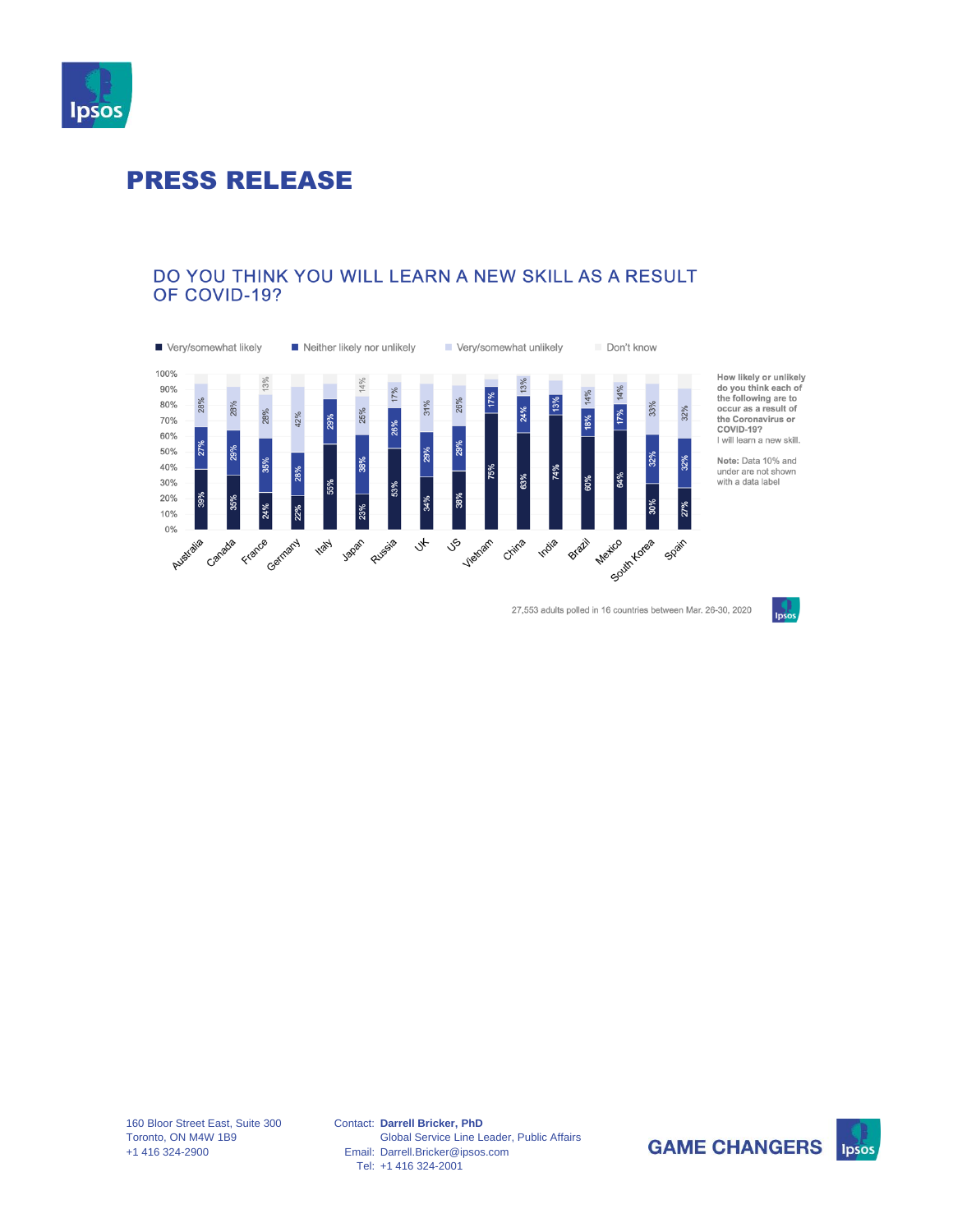# PRESS RELEASE

## DO YOU THINK YOU WILL LEARN A NEW SKILL AS A RESULT OF COVID-19?

| Country | Very/somewhat likely | Neither likely nor unlikely | Very/somewhat unlikely |
|---|---|---|---|
| Australia | 39% | 27% | 28% |
| Canada | 35% | 29% | 28% |
| France | 24% | 35% | 28% |
| Germany | 22% | 28% | 42% |
| Italy | 55% | 29% | |
| Japan | 23% | 38% | 25% |
| Russia | 53% | 26% | 17% |
| UK | 34% | 29% | 31% |
| US | 38% | 29% | 26% |
| Vietnam | 75% | 17% | |
| China | 63% | 24% | 13% |
| India | 74% | 13% | |
| Brazil | 60% | 18% | 14% |
| Mexico | 64% | 17% | 14% |
| South Korea | 30% | 32% | 33% |
| Spain | 27% | 32% | 32% |

Legend: Very/somewhat likely; Neither likely nor unlikely; Very/somewhat unlikely; Don't know

France "Don't know": 13%; Japan "Don't know": 14%

**How likely or unlikely do you think each of the following are to occur as a result of the Coronavirus or COVID-19?**
I will learn a new skill.

**Note:** Data 10% and under are not shown with a data label

27,553 adults polled in 16 countries between Mar. 26-30, 2020

160 Bloor Street East, Suite 300
Toronto, ON M4W 1B9
+1 416 324-2900

Contact: **Darrell Bricker, PhD**
Global Service Line Leader, Public Affairs
Email: Darrell.Bricker@ipsos.com
Tel: +1 416 324-2001

GAME CHANGERS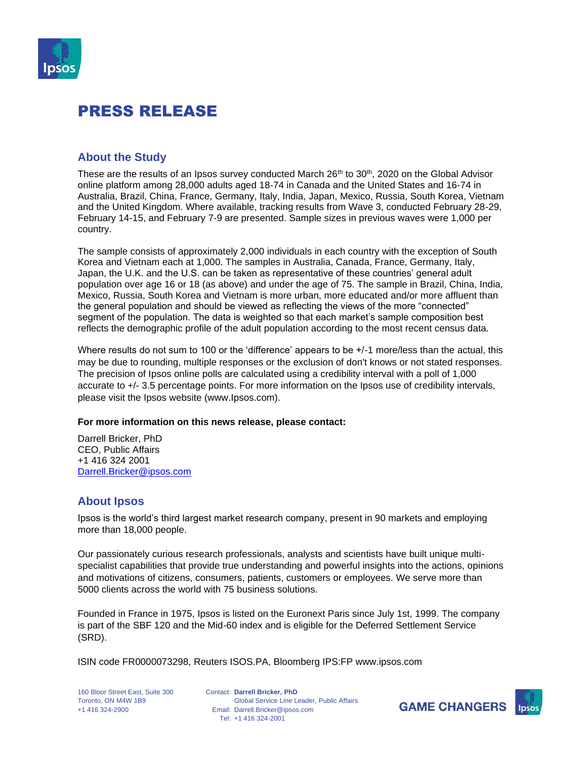# PRESS RELEASE

## About the Study

These are the results of an Ipsos survey conducted March 26th to 30th, 2020 on the Global Advisor online platform among 28,000 adults aged 18-74 in Canada and the United States and 16-74 in Australia, Brazil, China, France, Germany, Italy, India, Japan, Mexico, Russia, South Korea, Vietnam and the United Kingdom. Where available, tracking results from Wave 3, conducted February 28-29, February 14-15, and February 7-9 are presented. Sample sizes in previous waves were 1,000 per country.

The sample consists of approximately 2,000 individuals in each country with the exception of South Korea and Vietnam each at 1,000. The samples in Australia, Canada, France, Germany, Italy, Japan, the U.K. and the U.S. can be taken as representative of these countries' general adult population over age 16 or 18 (as above) and under the age of 75. The sample in Brazil, China, India, Mexico, Russia, South Korea and Vietnam is more urban, more educated and/or more affluent than the general population and should be viewed as reflecting the views of the more "connected" segment of the population. The data is weighted so that each market's sample composition best reflects the demographic profile of the adult population according to the most recent census data.

Where results do not sum to 100 or the 'difference' appears to be +/-1 more/less than the actual, this may be due to rounding, multiple responses or the exclusion of don't knows or not stated responses. The precision of Ipsos online polls are calculated using a credibility interval with a poll of 1,000 accurate to +/- 3.5 percentage points. For more information on the Ipsos use of credibility intervals, please visit the Ipsos website (www.Ipsos.com).

**For more information on this news release, please contact:**

Darrell Bricker, PhD
CEO, Public Affairs
+1 416 324 2001
Darrell.Bricker@ipsos.com

## About Ipsos

Ipsos is the world's third largest market research company, present in 90 markets and employing more than 18,000 people.

Our passionately curious research professionals, analysts and scientists have built unique multi-specialist capabilities that provide true understanding and powerful insights into the actions, opinions and motivations of citizens, consumers, patients, customers or employees. We serve more than 5000 clients across the world with 75 business solutions.

Founded in France in 1975, Ipsos is listed on the Euronext Paris since July 1st, 1999. The company is part of the SBF 120 and the Mid-60 index and is eligible for the Deferred Settlement Service (SRD).

ISIN code FR0000073298, Reuters ISOS.PA, Bloomberg IPS:FP www.ipsos.com

160 Bloor Street East, Suite 300
Toronto, ON M4W 1B9
+1 416 324-2900

Contact: **Darrell Bricker, PhD**
Global Service Line Leader, Public Affairs
Email: Darrell.Bricker@ipsos.com
Tel: +1 416 324-2001

GAME CHANGERS